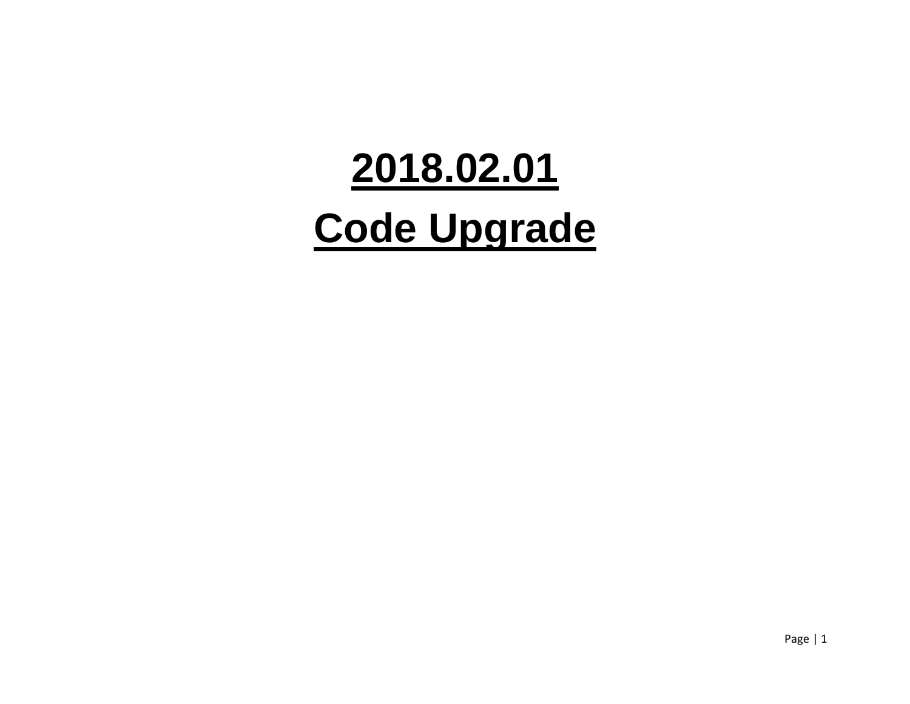# 2018.02.01

# Code Upgrade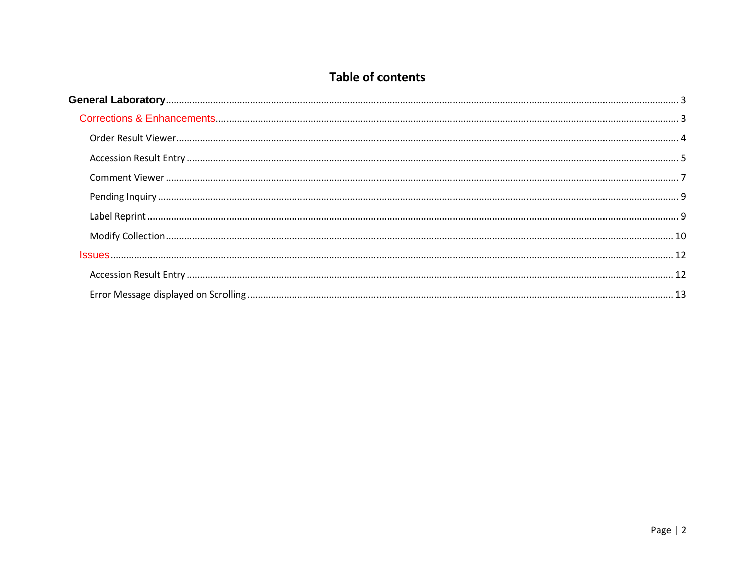# Table of contents

**General Laboratory** .......... 3

- Corrections & Enhancements .......... 3
  - Order Result Viewer .......... 4
  - Accession Result Entry .......... 5
  - Comment Viewer .......... 7
  - Pending Inquiry .......... 9
  - Label Reprint .......... 9
  - Modify Collection .......... 10
- Issues .......... 12
  - Accession Result Entry .......... 12
  - Error Message displayed on Scrolling .......... 13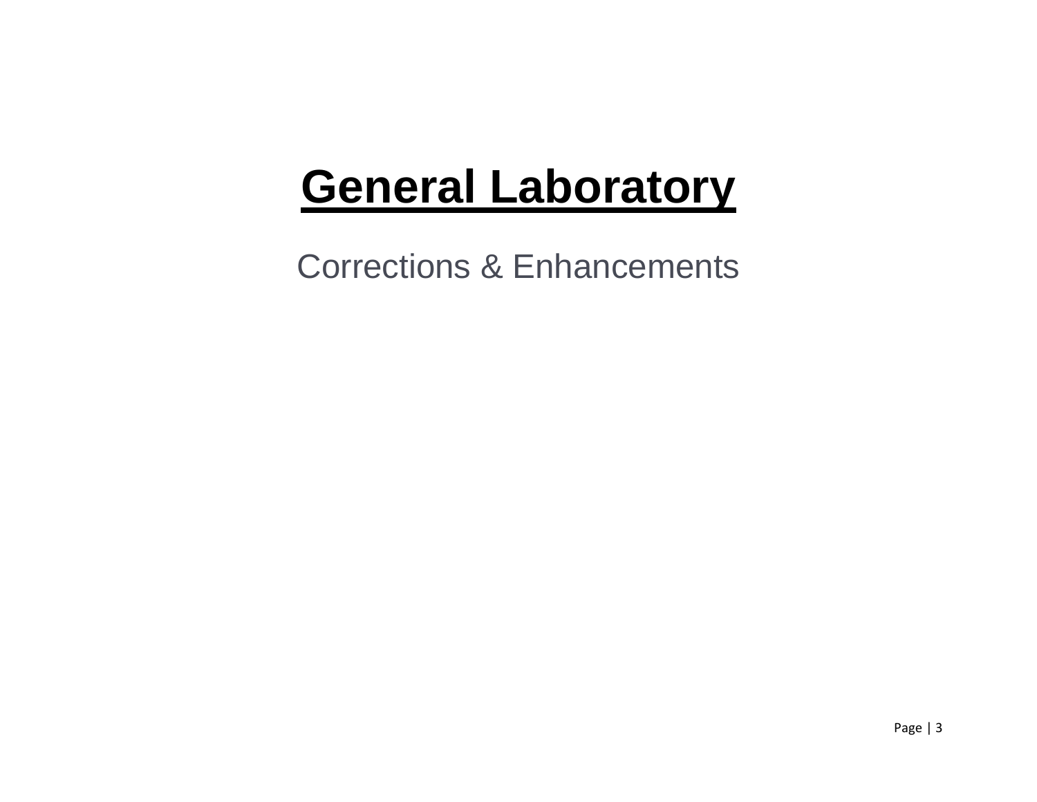# General Laboratory

Corrections & Enhancements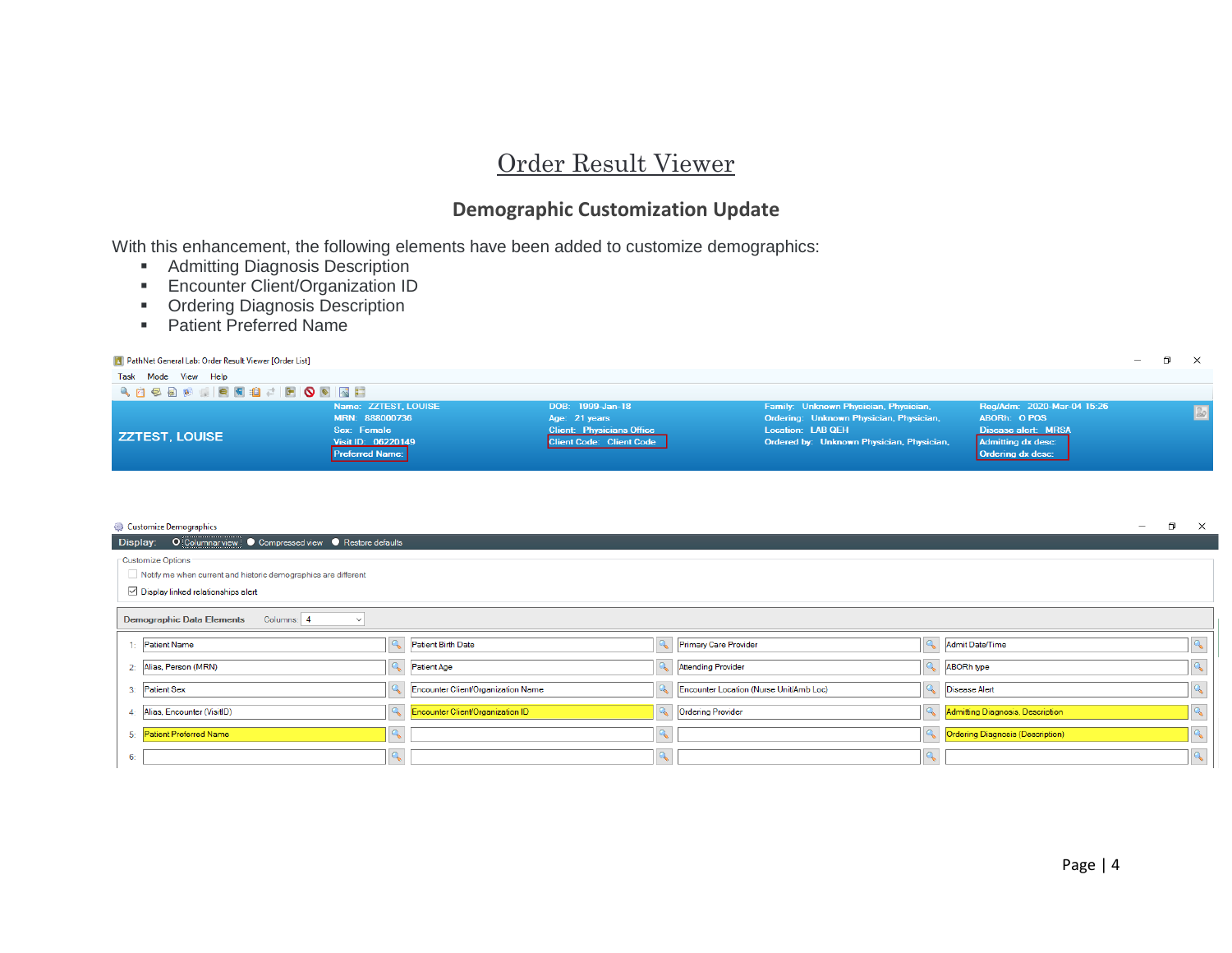# Order Result Viewer

## Demographic Customization Update

With this enhancement, the following elements have been added to customize demographics:

- Admitting Diagnosis Description
- Encounter Client/Organization ID
- Ordering Diagnosis Description
- Patient Preferred Name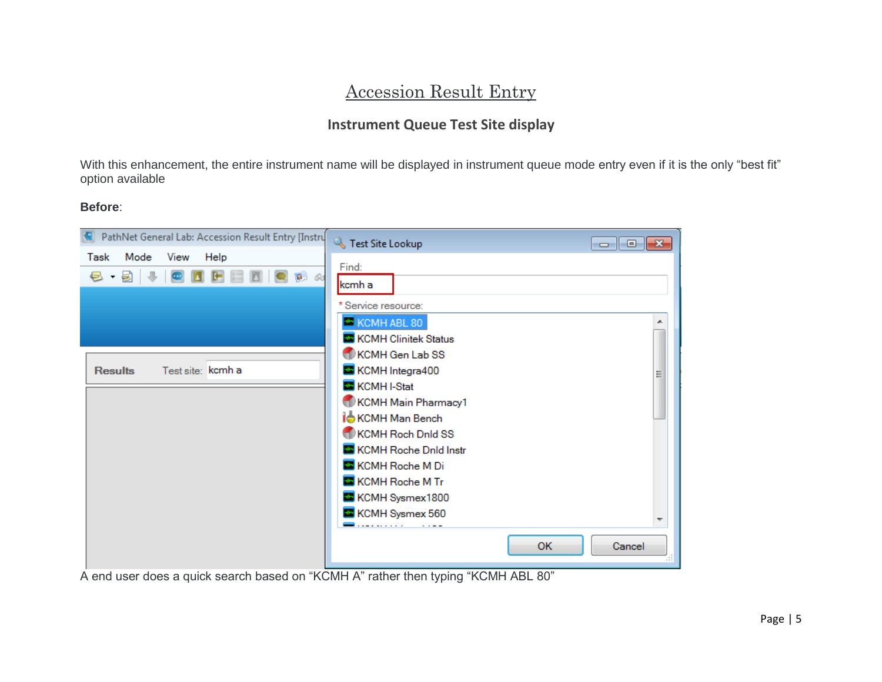# Accession Result Entry

## Instrument Queue Test Site display

With this enhancement, the entire instrument name will be displayed in instrument queue mode entry even if it is the only "best fit" option available

**Before**:

A end user does a quick search based on "KCMH A" rather then typing "KCMH ABL 80"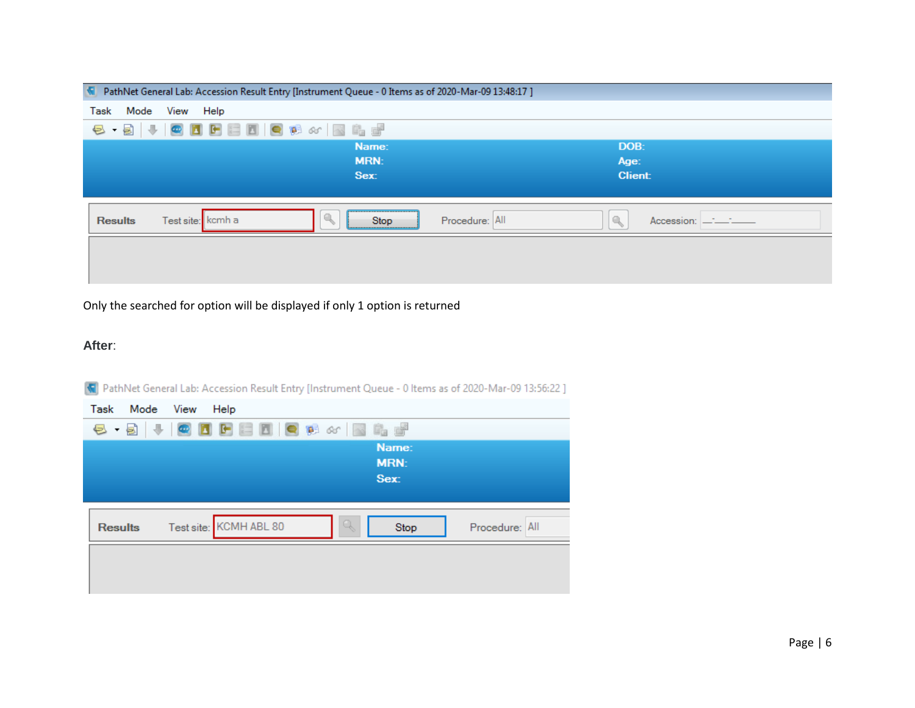Only the searched for option will be displayed if only 1 option is returned

**After**: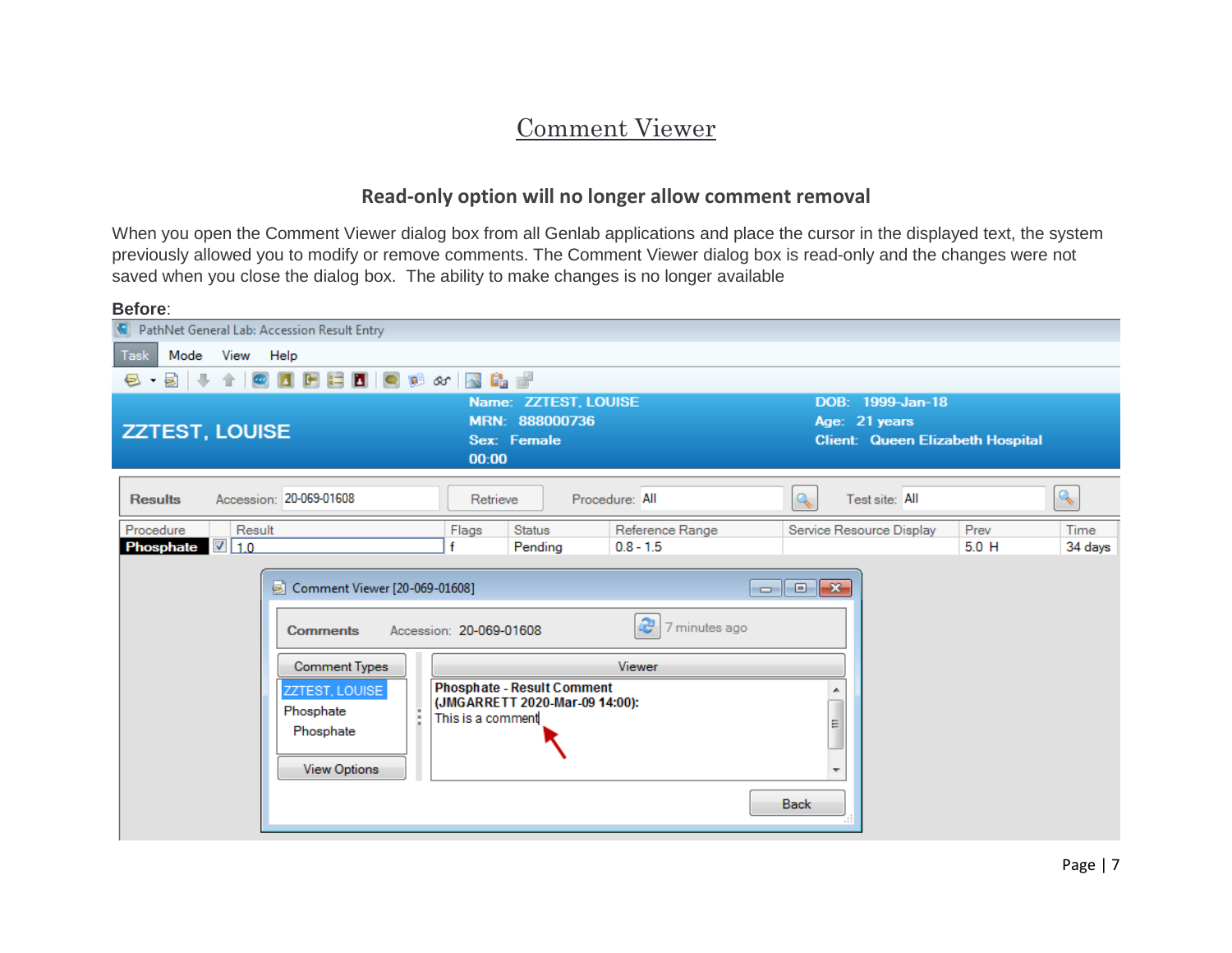# Comment Viewer

### Read-only option will no longer allow comment removal

When you open the Comment Viewer dialog box from all Genlab applications and place the cursor in the displayed text, the system previously allowed you to modify or remove comments. The Comment Viewer dialog box is read-only and the changes were not saved when you close the dialog box. The ability to make changes is no longer available

**Before**: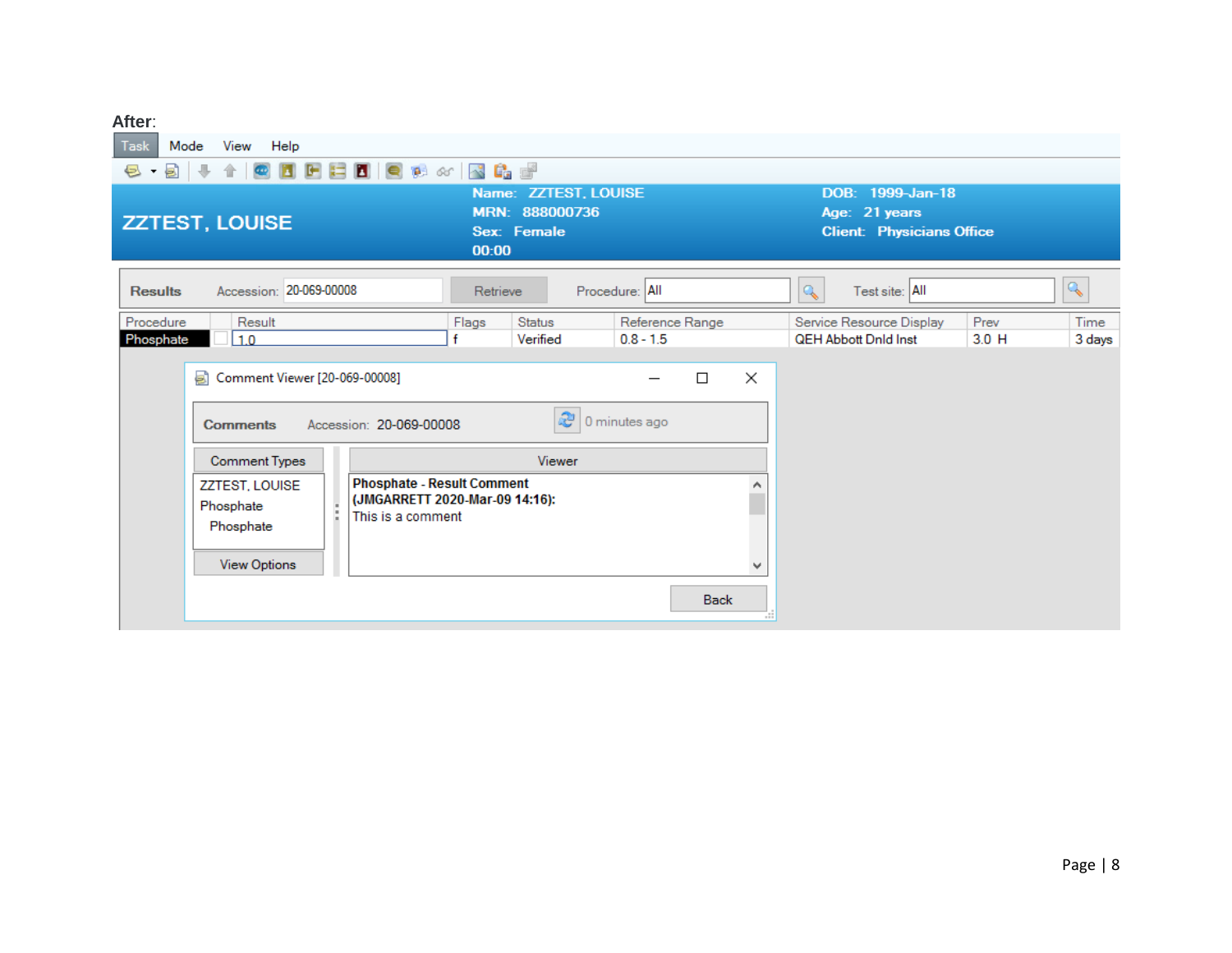After:

Task Mode View Help

ZZTEST, LOUISE

Name: ZZTEST, LOUISE
MRN: 888000736
Sex: Female
00:00

DOB: 1999-Jan-18
Age: 21 years
Client: Physicians Office

Results Accession: 20-069-00008 Retrieve Procedure: All Test site: All

| Procedure | | Result | Flags | Status | Reference Range | Service Resource Display | Prev | Time |
|---|---|---|---|---|---|---|---|---|
| Phosphate | | 1.0 | f | Verified | 0.8 - 1.5 | QEH Abbott Dnld Inst | 3.0 H | 3 days |

Comment Viewer [20-069-00008]

Comments Accession: 20-069-00008 0 minutes ago

Comment Types

ZZTEST, LOUISE
Phosphate
Phosphate

View Options

Viewer

**Phosphate - Result Comment**
**(JMGARRETT 2020-Mar-09 14:16):**
This is a comment

Back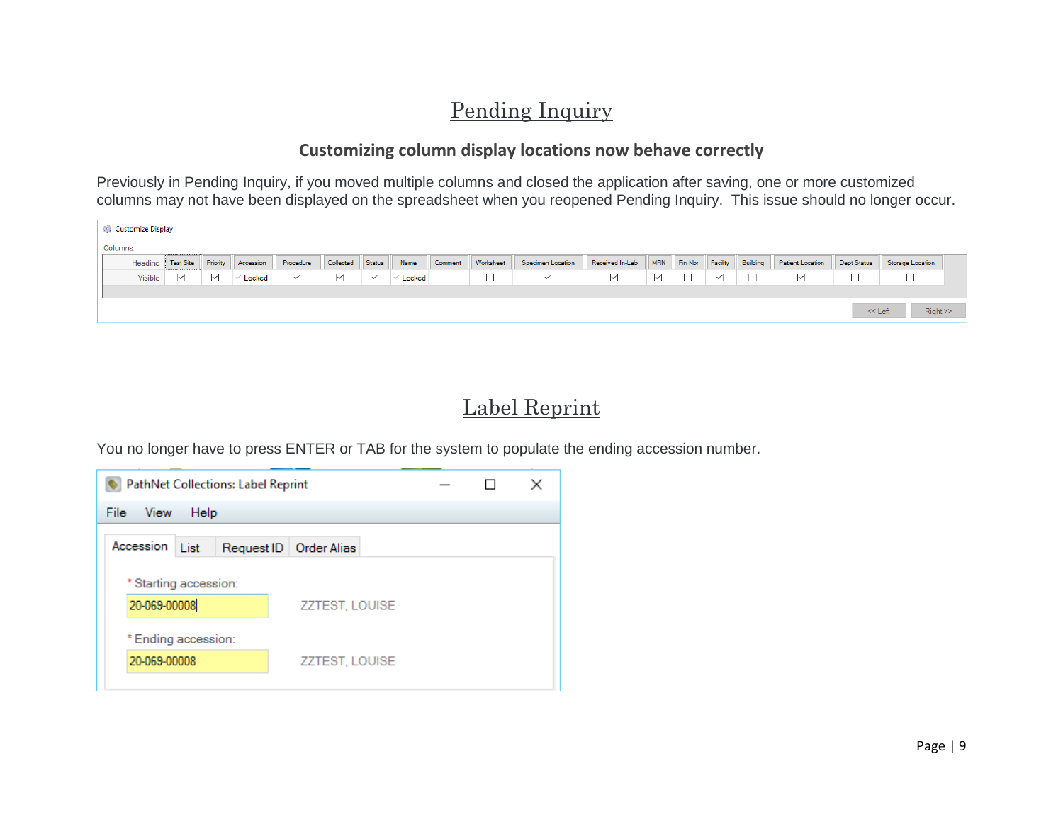# Pending Inquiry

## Customizing column display locations now behave correctly

Previously in Pending Inquiry, if you moved multiple columns and closed the application after saving, one or more customized columns may not have been displayed on the spreadsheet when you reopened Pending Inquiry. This issue should no longer occur.

# Label Reprint

You no longer have to press ENTER or TAB for the system to populate the ending accession number.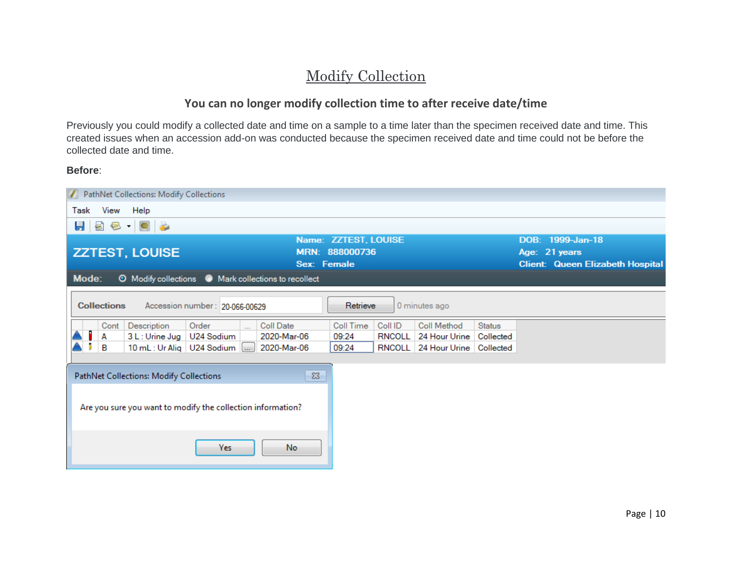# Modify Collection

## You can no longer modify collection time to after receive date/time

Previously you could modify a collected date and time on a sample to a time later than the specimen received date and time. This created issues when an accession add-on was conducted because the specimen received date and time could not be before the collected date and time.

**Before**:

PathNet Collections: Modify Collections

Task View Help

ZZTEST, LOUISE

Name: ZZTEST, LOUISE
MRN: 888000736
Sex: Female

DOB: 1999-Jan-18
Age: 21 years
Client: Queen Elizabeth Hospital

Mode: Modify collections Mark collections to recollect

Collections Accession number: 20-066-00629 Retrieve 0 minutes ago

| Cont | Description | Order | ... | Coll Date | Coll Time | Coll ID | Coll Method | Status |
|---|---|---|---|---|---|---|---|---|
| A | 3 L : Urine Jug | U24 Sodium | | 2020-Mar-06 | 09:24 | RNCOLL | 24 Hour Urine | Collected |
| B | 10 mL : Ur Aliq | U24 Sodium | ... | 2020-Mar-06 | 09:24 | RNCOLL | 24 Hour Urine | Collected |

PathNet Collections: Modify Collections

Are you sure you want to modify the collection information?

Yes No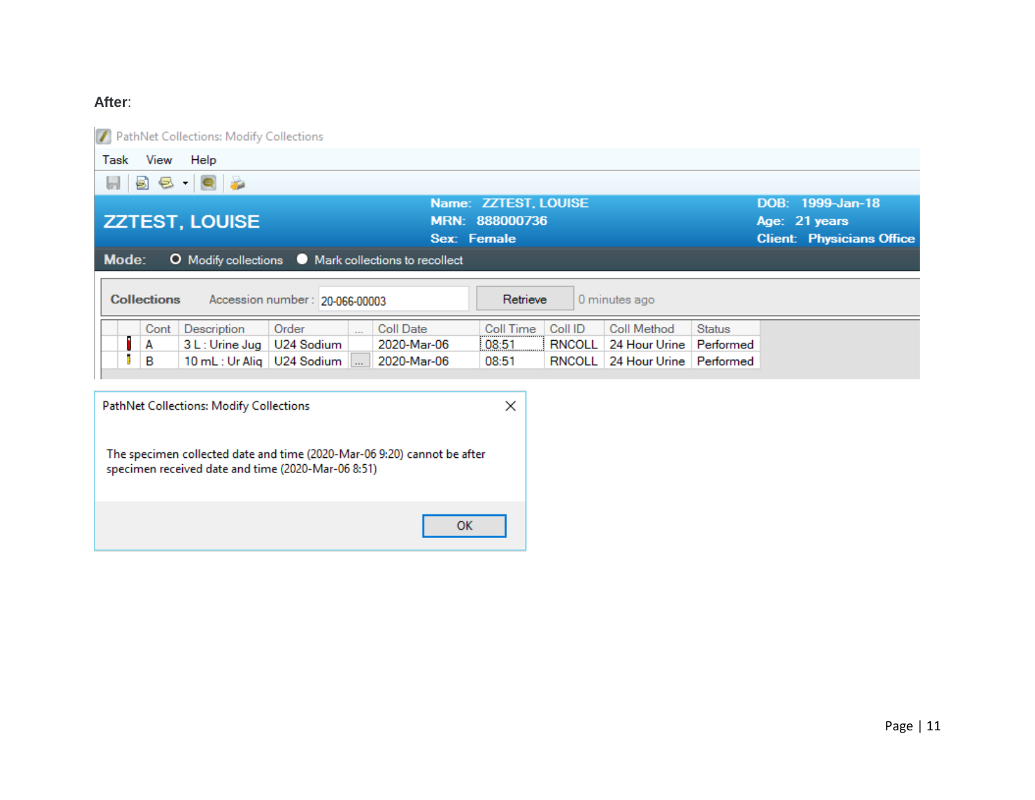**After**:

PathNet Collections: Modify Collections

Task View Help

**ZZTEST, LOUISE**

**Name:** ZZTEST, LOUISE
**MRN:** 888000736
**Sex:** Female

**DOB:** 1999-Jan-18
**Age:** 21 years
**Client:** Physicians Office

**Mode:** Modify collections Mark collections to recollect

**Collections** Accession number: 20-066-00003 Retrieve 0 minutes ago

| | Cont | Description | Order | ... | Coll Date | Coll Time | Coll ID | Coll Method | Status |
|---|---|---|---|---|---|---|---|---|---|
| | A | 3 L : Urine Jug | U24 Sodium | | 2020-Mar-06 | 08:51 | RNCOLL | 24 Hour Urine | Performed |
| | B | 10 mL : Ur Aliq | U24 Sodium | ... | 2020-Mar-06 | 08:51 | RNCOLL | 24 Hour Urine | Performed |

PathNet Collections: Modify Collections

The specimen collected date and time (2020-Mar-06 9:20) cannot be after specimen received date and time (2020-Mar-06 8:51)

OK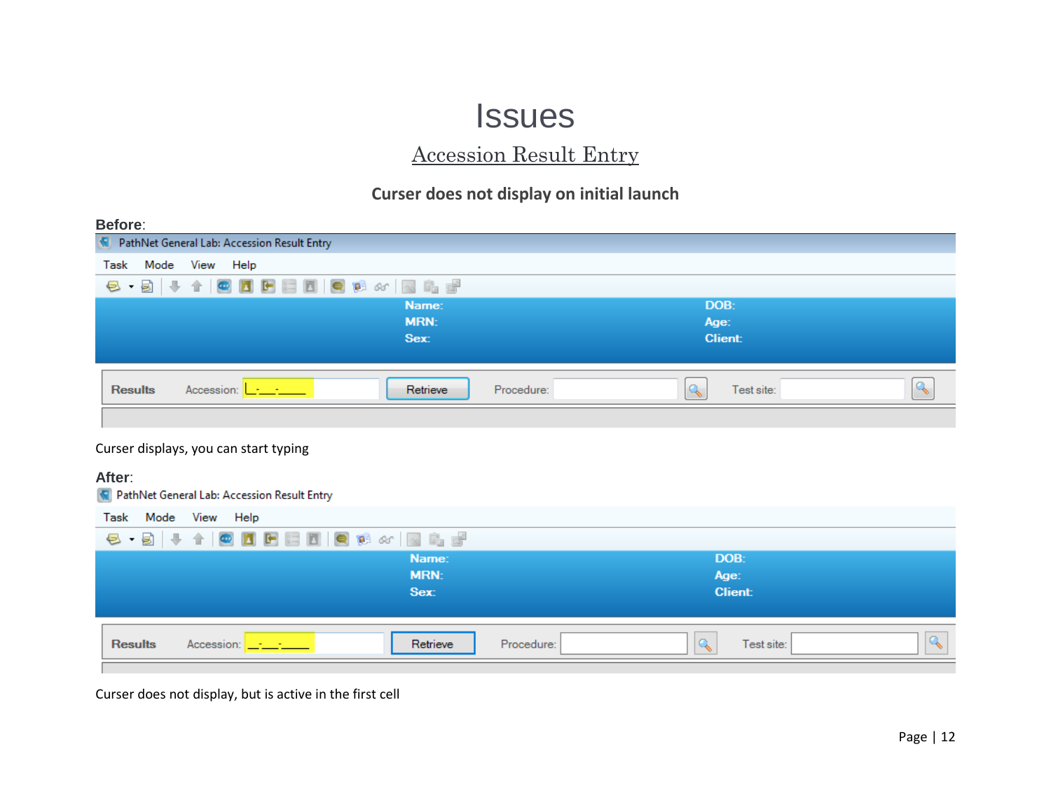# Issues

## Accession Result Entry

### Curser does not display on initial launch

**Before**:

PathNet General Lab: Accession Result Entry

Task Mode View Help

Name: DOB:
MRN: Age:
Sex: Client:

Results Accession: \_-\_\_-\_\_\_\_ Retrieve Procedure: Test site:

Curser displays, you can start typing

**After**:

PathNet General Lab: Accession Result Entry

Task Mode View Help

Name: DOB:
MRN: Age:
Sex: Client:

Results Accession: \_-\_\_-\_\_\_\_ Retrieve Procedure: Test site:

Curser does not display, but is active in the first cell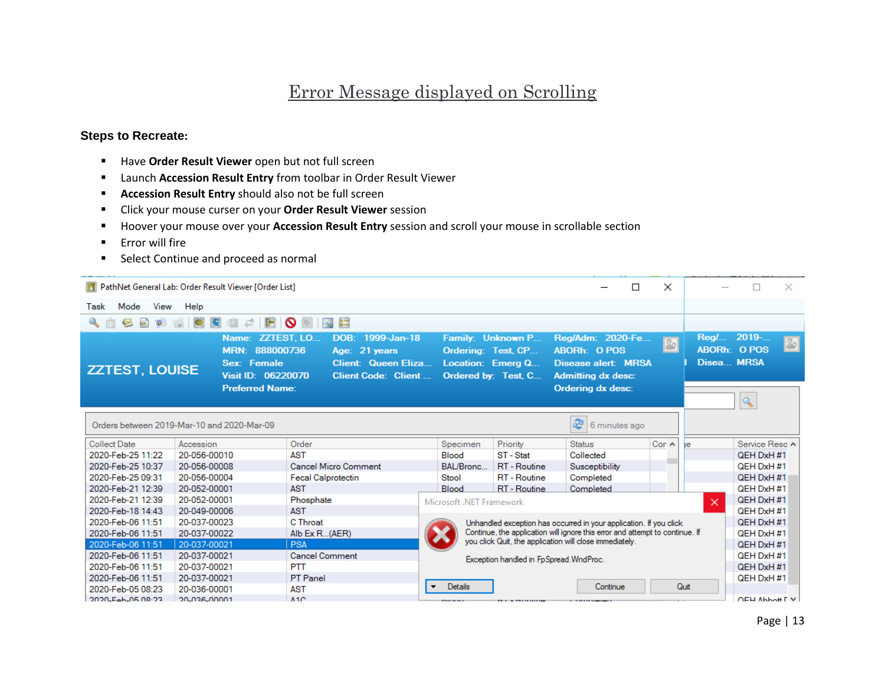# Error Message displayed on Scrolling

**Steps to Recreate:**

- Have **Order Result Viewer** open but not full screen
- Launch **Accession Result Entry** from toolbar in Order Result Viewer
- **Accession Result Entry** should also not be full screen
- Click your mouse curser on your **Order Result Viewer** session
- Hoover your mouse over your **Accession Result Entry** session and scroll your mouse in scrollable section
- Error will fire
- Select Continue and proceed as normal